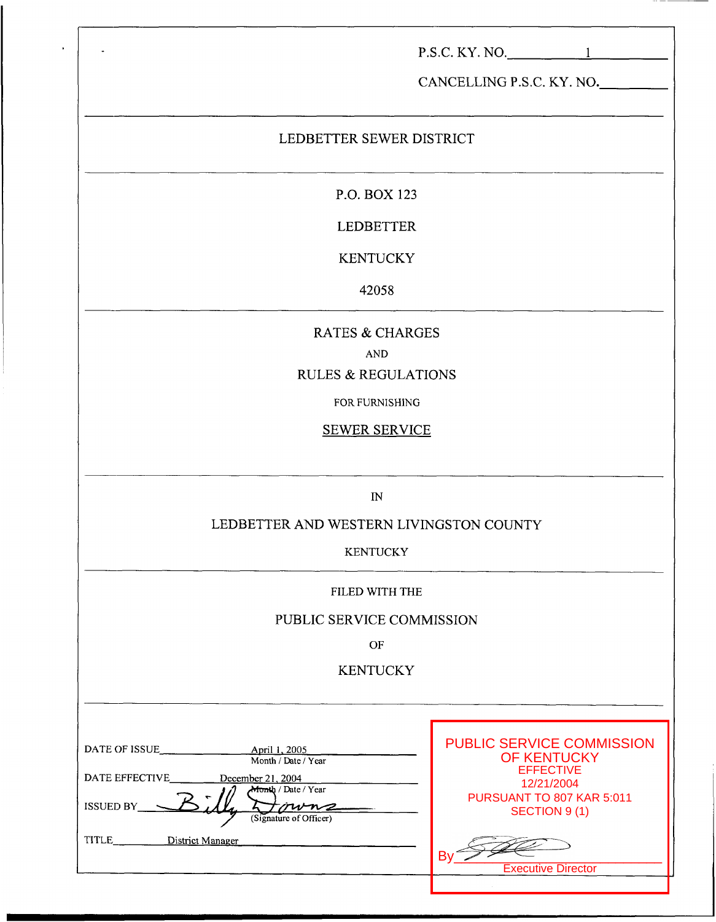P.S.C. KY. NO. 1

CANCELLING P.S.C. KY. NO. ______

---

# LEDBETTER SEWER DISTRICT

---

P.O. BOX 123

LEDBETTER

KENTUCKY

42058

---

## RATES & CHARGES

AND

## RULES & REGULATIONS

FOR FURNISHING

**SEWER SERVICE**

---

IN

LEDBETTER AND WESTERN LIVINGSTON COUNTY

KENTUCKY

---

FILED WITH THE

PUBLIC SERVICE COMMISSION

OF

KENTUCKY

---

DATE OF ISSUE: April 1, 2005 (Month / Date / Year)

DATE EFFECTIVE: December 21, 2004 (Month / Date / Year)

ISSUED BY: Billy Downs (Signature of Officer)

TITLE: District Manager

PUBLIC SERVICE COMMISSION OF KENTUCKY
EFFECTIVE
12/21/2004
PURSUANT TO 807 KAR 5:011
SECTION 9 (1)

By ______
Executive Director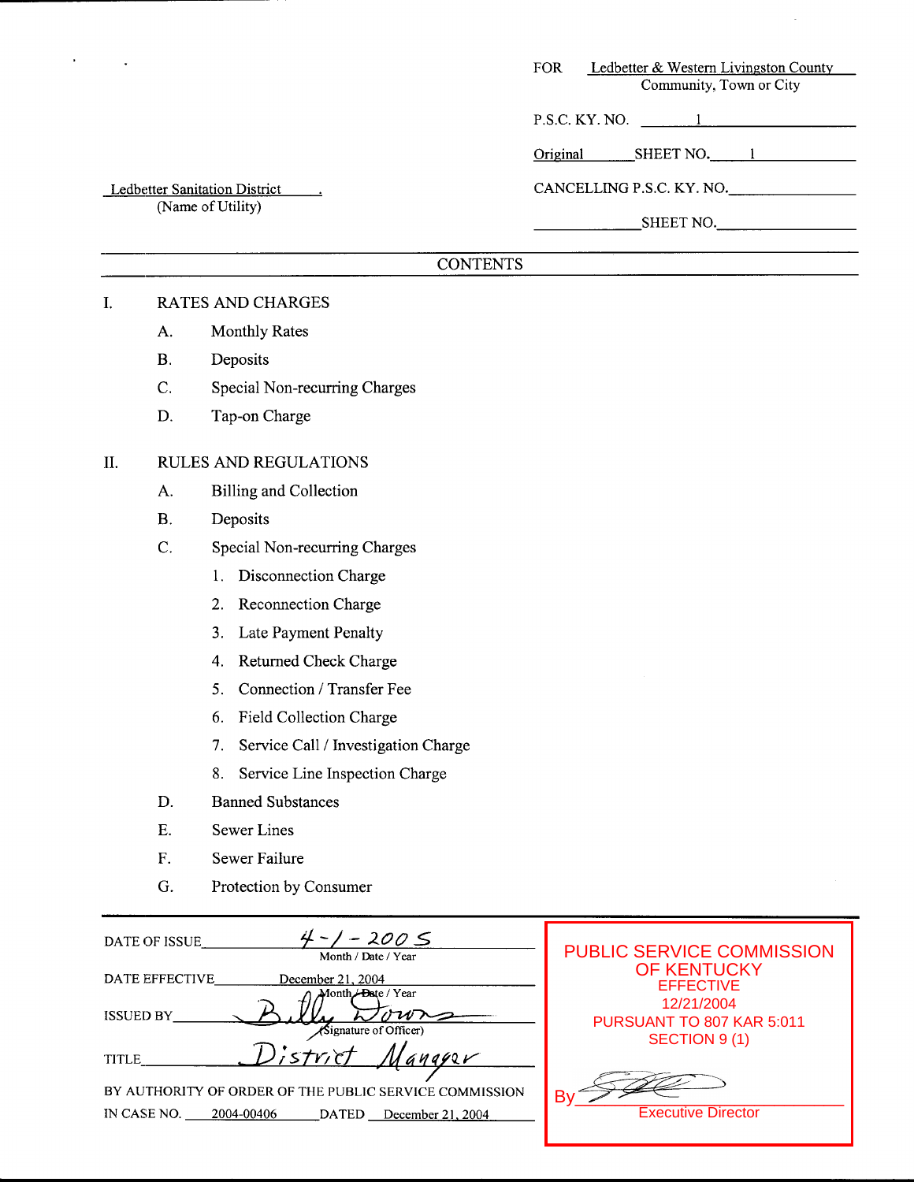FOR Ledbetter & Western Livingston County
Community, Town or City

P.S.C. KY. NO. 1

Original SHEET NO. 1

CANCELLING P.S.C. KY. NO.

SHEET NO.

Ledbetter Sanitation District
(Name of Utility)

## CONTENTS

I. RATES AND CHARGES

- A. Monthly Rates
- B. Deposits
- C. Special Non-recurring Charges
- D. Tap-on Charge

II. RULES AND REGULATIONS

- A. Billing and Collection
- B. Deposits
- C. Special Non-recurring Charges
  1. Disconnection Charge
  2. Reconnection Charge
  3. Late Payment Penalty
  4. Returned Check Charge
  5. Connection / Transfer Fee
  6. Field Collection Charge
  7. Service Call / Investigation Charge
  8. Service Line Inspection Charge
- D. Banned Substances
- E. Sewer Lines
- F. Sewer Failure
- G. Protection by Consumer

DATE OF ISSUE 4-1-2005
Month / Date / Year

DATE EFFECTIVE December 21, 2004
Month / Date / Year

ISSUED BY Billy Downs
(Signature of Officer)

TITLE District Manager

BY AUTHORITY OF ORDER OF THE PUBLIC SERVICE COMMISSION IN CASE NO. 2004-00406 DATED December 21, 2004

PUBLIC SERVICE COMMISSION OF KENTUCKY
EFFECTIVE
12/21/2004
PURSUANT TO 807 KAR 5:011 SECTION 9 (1)

By
Executive Director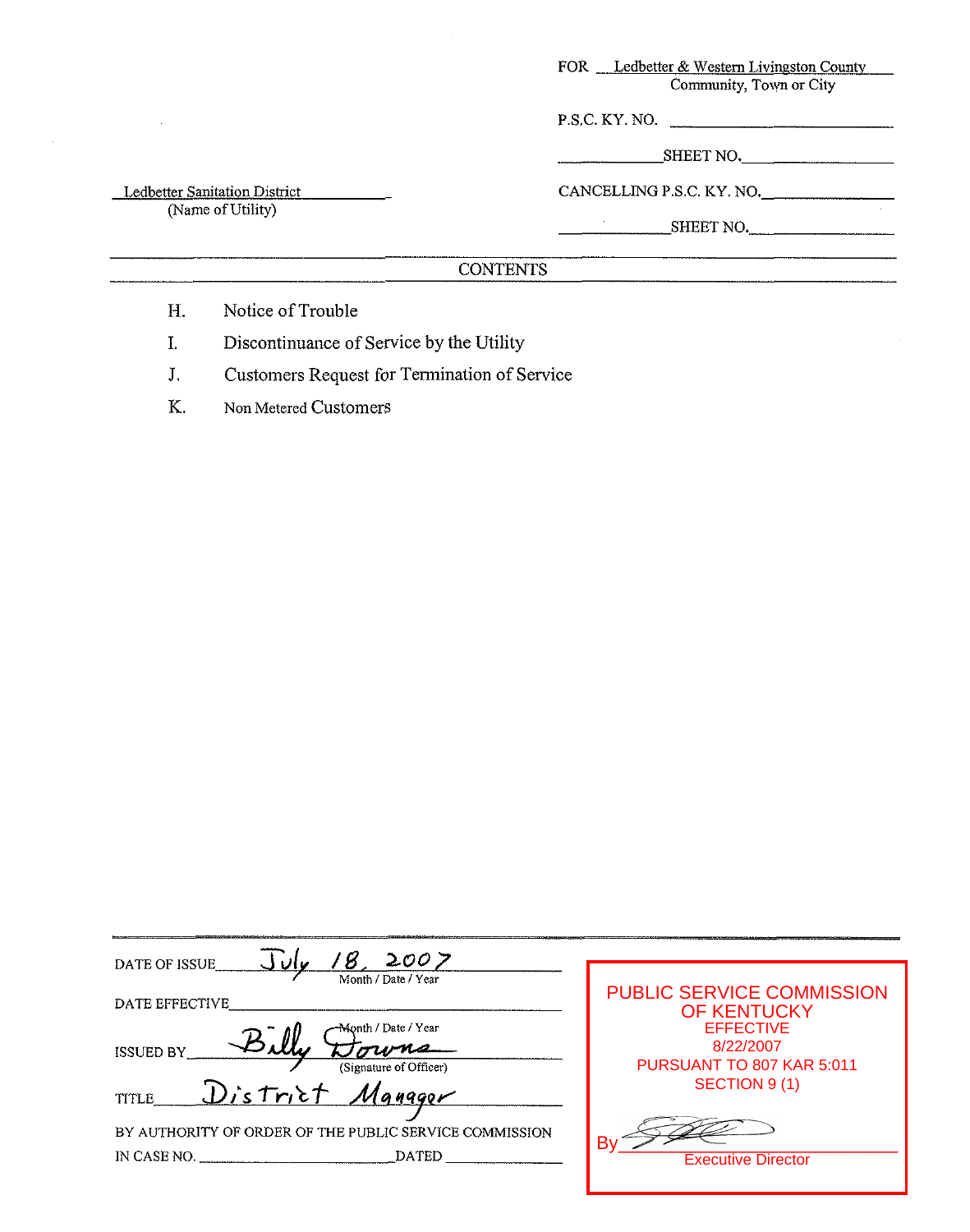FOR Ledbetter & Western Livingston County
Community, Town or City

P.S.C. KY. NO. ____________

____________ SHEET NO. ____________

Ledbetter Sanitation District
(Name of Utility)

CANCELLING P.S.C. KY. NO. ____________

____________ SHEET NO. ____________

## CONTENTS

H. Notice of Trouble

I. Discontinuance of Service by the Utility

J. Customers Request for Termination of Service

K. Non Metered Customers

DATE OF ISSUE July 18, 2007
Month / Date / Year

DATE EFFECTIVE ____________
Month / Date / Year

ISSUED BY Billy Downs
(Signature of Officer)

TITLE District Manager

BY AUTHORITY OF ORDER OF THE PUBLIC SERVICE COMMISSION
IN CASE NO. ____________ DATED ____________

PUBLIC SERVICE COMMISSION
OF KENTUCKY
EFFECTIVE
8/22/2007
PURSUANT TO 807 KAR 5:011
SECTION 9 (1)

By ____________
Executive Director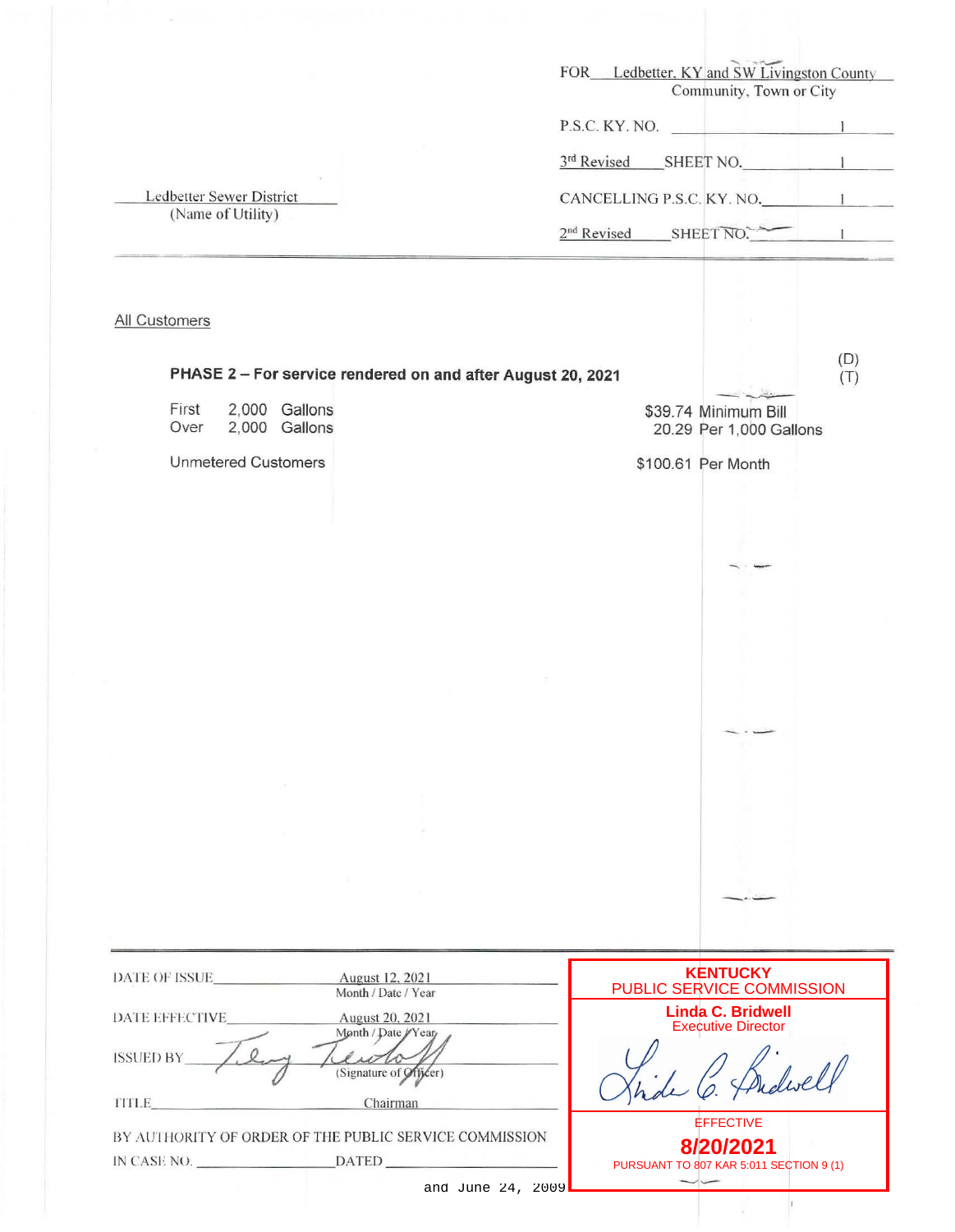FOR Ledbetter, KY and SW Livingston County
Community, Town or City

P.S.C. KY. NO. 1

3[rd] Revised SHEET NO. 1

Ledbetter Sewer District
(Name of Utility)

CANCELLING P.S.C. KY. NO. 1

2[nd] Revised SHEET NO. 1

---

All Customers

**PHASE 2 – For service rendered on and after August 20, 2021** (D) (T)

| | | |
|---|---|---|
| First | 2,000 Gallons | $39.74 Minimum Bill |
| Over | 2,000 Gallons | 20.29 Per 1,000 Gallons |
| Unmetered Customers | | $100.61 Per Month |

---

DATE OF ISSUE August 12, 2021
Month / Date / Year

DATE EFFECTIVE August 20, 2021
Month / Date / Year

ISSUED BY (Signature of Officer)

TITLE Chairman

BY AUTHORITY OF ORDER OF THE PUBLIC SERVICE COMMISSION
IN CASE NO. DATED
and June 24, 2009

**KENTUCKY**
PUBLIC SERVICE COMMISSION
**Linda C. Bridwell**
Executive Director

EFFECTIVE
**8/20/2021**
PURSUANT TO 807 KAR 5:011 SECTION 9 (1)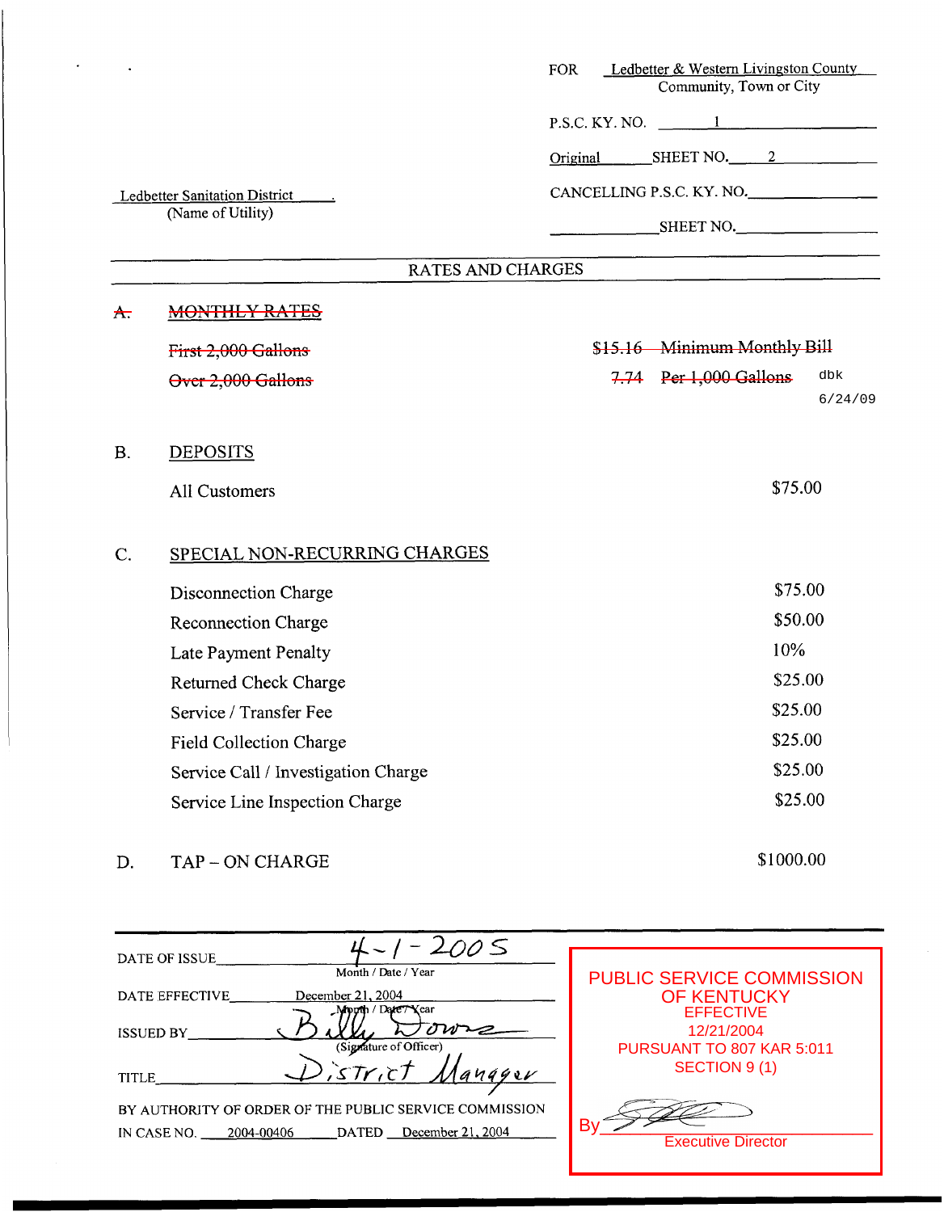FOR Ledbetter & Western Livingston County
Community, Town or City

P.S.C. KY. NO. 1

Original SHEET NO. 2

Ledbetter Sanitation District
(Name of Utility)

CANCELLING P.S.C. KY. NO. \_\_\_\_\_\_

SHEET NO. \_\_\_\_\_\_

## RATES AND CHARGES

~~A. MONTHLY RATES~~

| | |
|---|---|
| ~~First 2,000 Gallons~~ | ~~$15.16 Minimum Monthly Bill~~ |
| ~~Over 2,000 Gallons~~ | ~~7.74 Per 1,000 Gallons~~ |

dbk
6/24/09

B. DEPOSITS

| | |
|---|---|
| All Customers | $75.00 |

C. SPECIAL NON-RECURRING CHARGES

| | |
|---|---|
| Disconnection Charge | $75.00 |
| Reconnection Charge | $50.00 |
| Late Payment Penalty | 10% |
| Returned Check Charge | $25.00 |
| Service / Transfer Fee | $25.00 |
| Field Collection Charge | $25.00 |
| Service Call / Investigation Charge | $25.00 |
| Service Line Inspection Charge | $25.00 |

D. TAP – ON CHARGE $1000.00

DATE OF ISSUE 4-1-2005
Month / Date / Year

DATE EFFECTIVE December 21, 2004
Month / Date / Year

ISSUED BY Billy Downs
(Signature of Officer)

TITLE District Manager

BY AUTHORITY OF ORDER OF THE PUBLIC SERVICE COMMISSION
IN CASE NO. 2004-00406 DATED December 21, 2004

PUBLIC SERVICE COMMISSION
OF KENTUCKY
EFFECTIVE
12/21/2004
PURSUANT TO 807 KAR 5:011
SECTION 9 (1)

By
Executive Director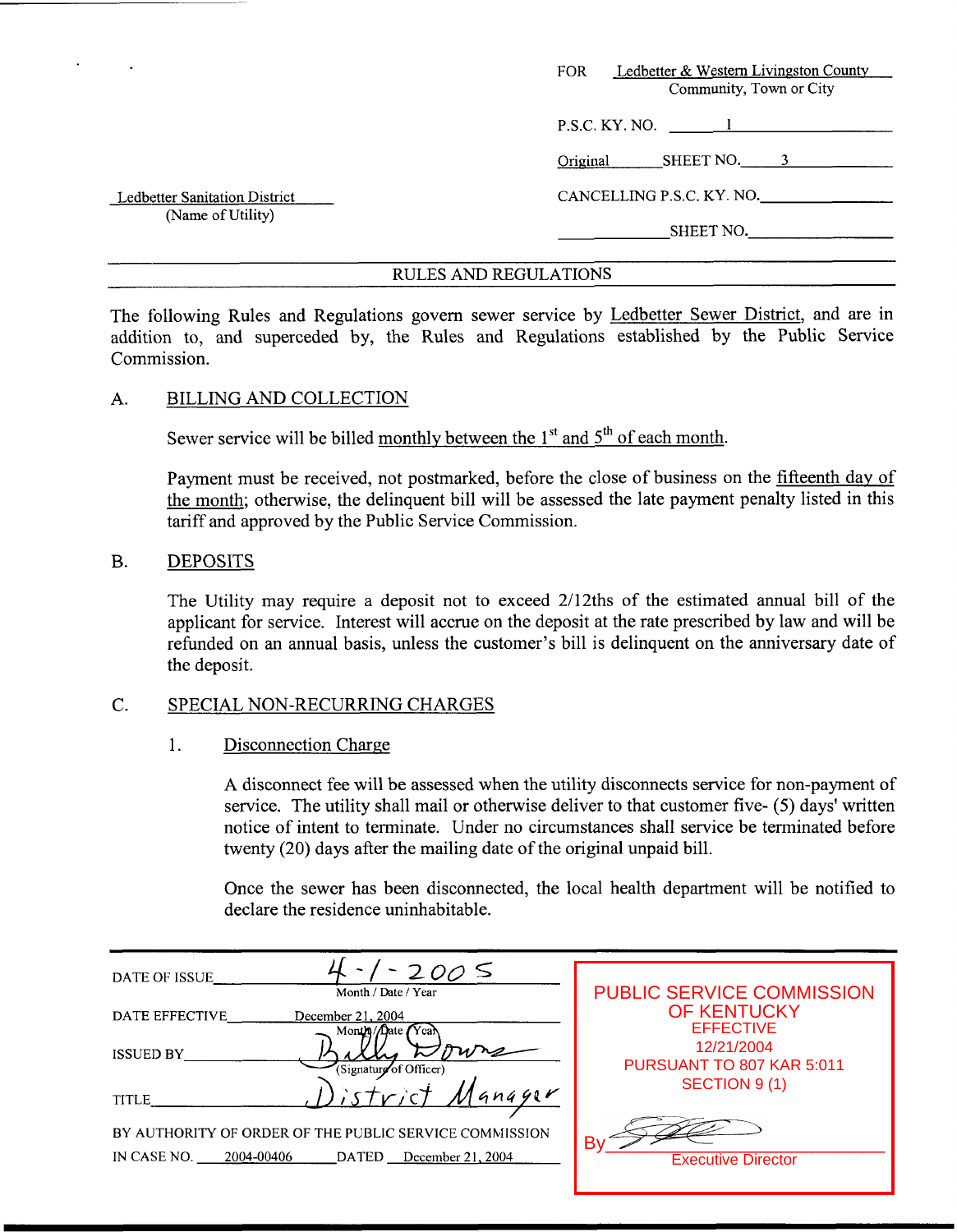| | |
|---|---|
| | FOR Ledbetter & Western Livingston County<br>Community, Town or City |
| | P.S.C. KY. NO. 1 |
| | Original SHEET NO. 3 |
| Ledbetter Sanitation District<br>(Name of Utility) | CANCELLING P.S.C. KY. NO. |
| | SHEET NO. |

## RULES AND REGULATIONS

The following Rules and Regulations govern sewer service by Ledbetter Sewer District, and are in addition to, and superceded by, the Rules and Regulations established by the Public Service Commission.

### A. BILLING AND COLLECTION

Sewer service will be billed monthly between the 1st and 5th of each month.

Payment must be received, not postmarked, before the close of business on the fifteenth day of the month; otherwise, the delinquent bill will be assessed the late payment penalty listed in this tariff and approved by the Public Service Commission.

### B. DEPOSITS

The Utility may require a deposit not to exceed 2/12ths of the estimated annual bill of the applicant for service. Interest will accrue on the deposit at the rate prescribed by law and will be refunded on an annual basis, unless the customer's bill is delinquent on the anniversary date of the deposit.

### C. SPECIAL NON-RECURRING CHARGES

1. Disconnection Charge

   A disconnect fee will be assessed when the utility disconnects service for non-payment of service. The utility shall mail or otherwise deliver to that customer five- (5) days' written notice of intent to terminate. Under no circumstances shall service be terminated before twenty (20) days after the mailing date of the original unpaid bill.

   Once the sewer has been disconnected, the local health department will be notified to declare the residence uninhabitable.

DATE OF ISSUE 4-1-2005 (Month / Date / Year)

DATE EFFECTIVE December 21, 2004 (Month / Date / Year)

ISSUED BY Billy Downs (Signature of Officer)

TITLE District Manager

BY AUTHORITY OF ORDER OF THE PUBLIC SERVICE COMMISSION IN CASE NO. 2004-00406 DATED December 21, 2004

PUBLIC SERVICE COMMISSION OF KENTUCKY
EFFECTIVE
12/21/2004
PURSUANT TO 807 KAR 5:011
SECTION 9 (1)
By [signature]
Executive Director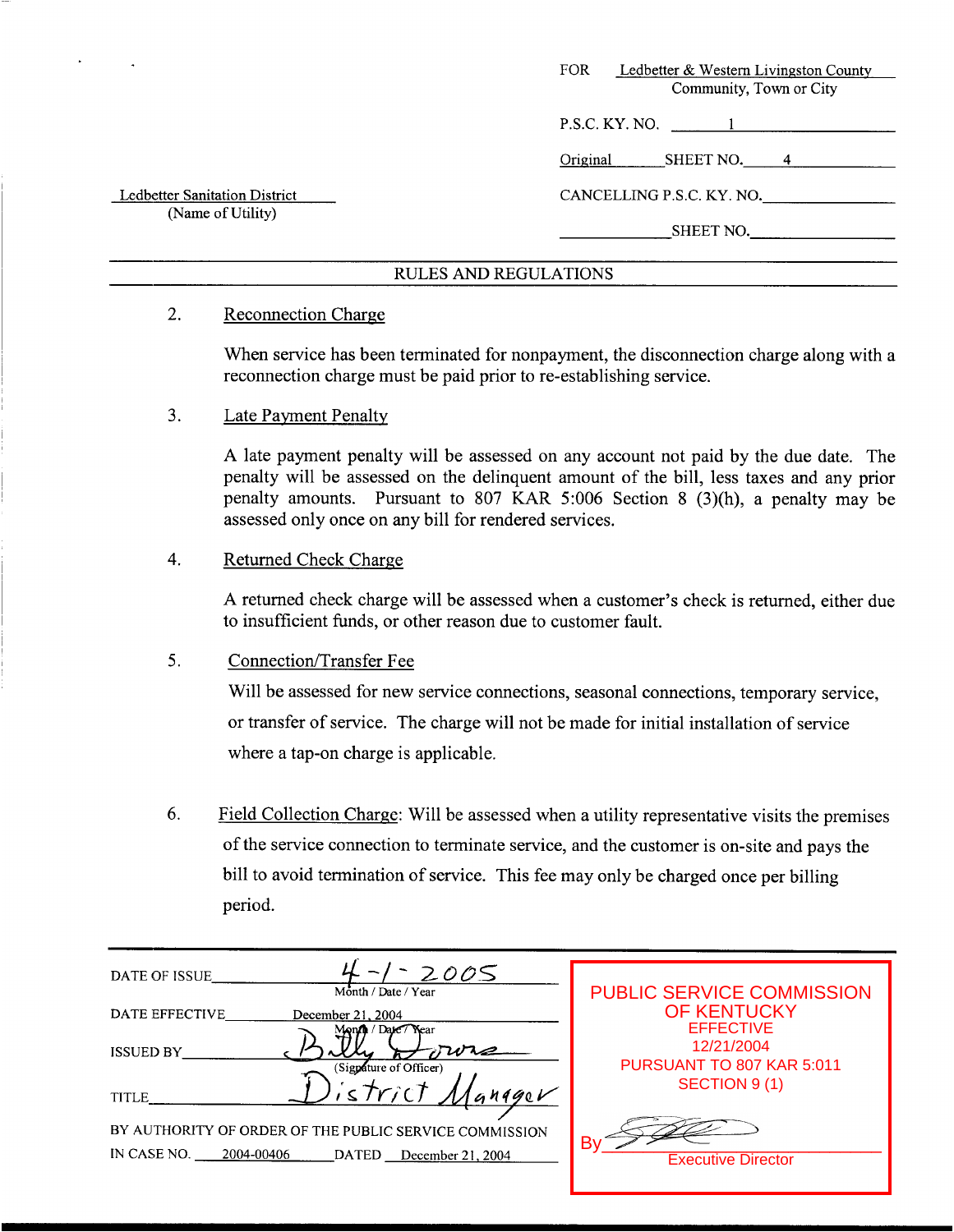FOR Ledbetter & Western Livingston County
Community, Town or City

P.S.C. KY. NO. 1

Original SHEET NO. 4

Ledbetter Sanitation District
(Name of Utility)

CANCELLING P.S.C. KY. NO. ____________

____________ SHEET NO. ____________

## RULES AND REGULATIONS

2. Reconnection Charge

   When service has been terminated for nonpayment, the disconnection charge along with a reconnection charge must be paid prior to re-establishing service.

3. Late Payment Penalty

   A late payment penalty will be assessed on any account not paid by the due date. The penalty will be assessed on the delinquent amount of the bill, less taxes and any prior penalty amounts. Pursuant to 807 KAR 5:006 Section 8 (3)(h), a penalty may be assessed only once on any bill for rendered services.

4. Returned Check Charge

   A returned check charge will be assessed when a customer's check is returned, either due to insufficient funds, or other reason due to customer fault.

5. Connection/Transfer Fee

   Will be assessed for new service connections, seasonal connections, temporary service, or transfer of service. The charge will not be made for initial installation of service where a tap-on charge is applicable.

6. Field Collection Charge: Will be assessed when a utility representative visits the premises of the service connection to terminate service, and the customer is on-site and pays the bill to avoid termination of service. This fee may only be charged once per billing period.

DATE OF ISSUE 4-1-2005
Month / Date / Year

DATE EFFECTIVE December 21, 2004
Month / Date / Year

ISSUED BY Billy Grone
(Signature of Officer)

TITLE District Manager

BY AUTHORITY OF ORDER OF THE PUBLIC SERVICE COMMISSION
IN CASE NO. 2004-00406 DATED December 21, 2004

PUBLIC SERVICE COMMISSION
OF KENTUCKY
EFFECTIVE
12/21/2004
PURSUANT TO 807 KAR 5:011
SECTION 9 (1)

By ____________
Executive Director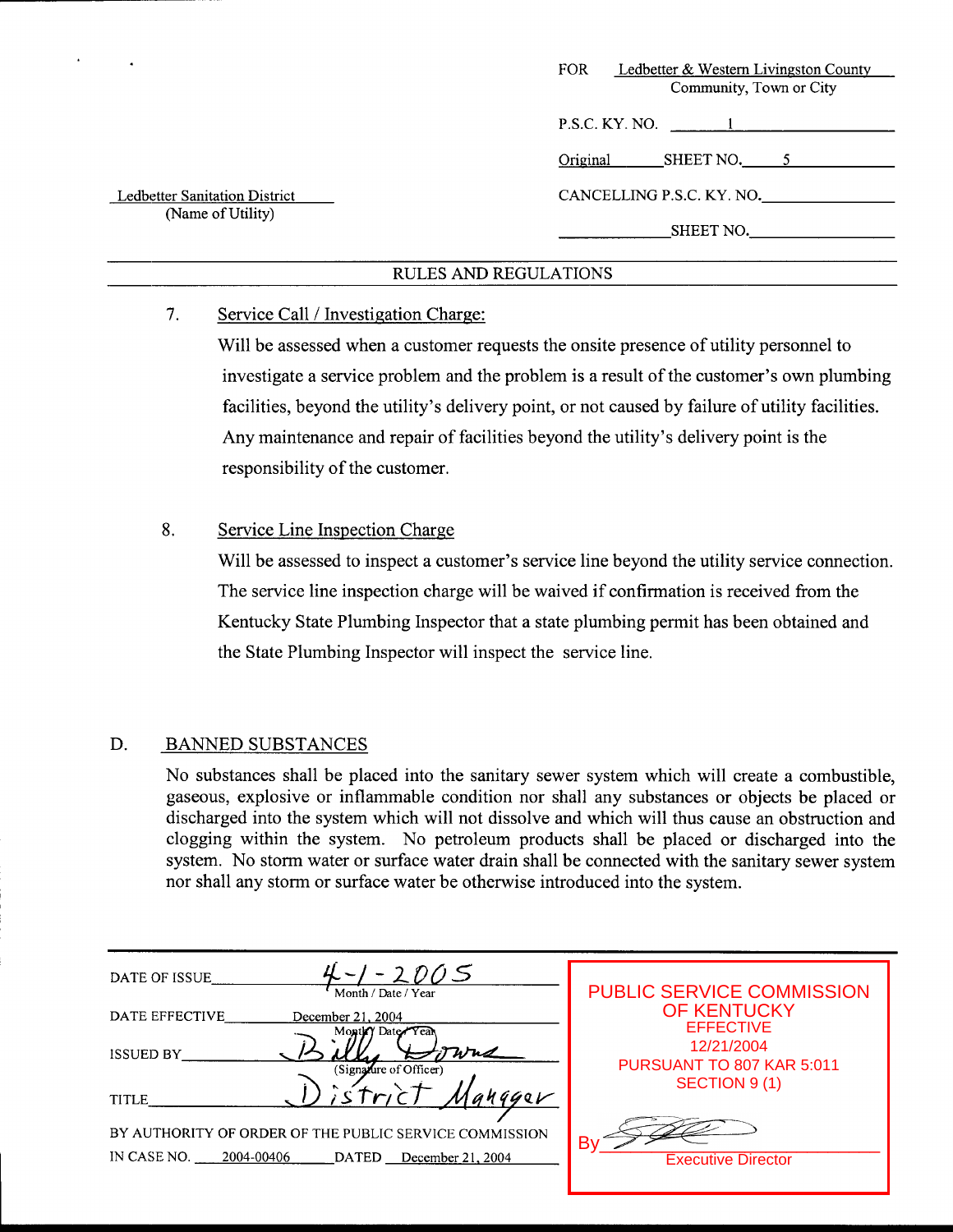FOR Ledbetter & Western Livingston County
Community, Town or City

P.S.C. KY. NO. 1

Original SHEET NO. 5

Ledbetter Sanitation District
(Name of Utility)

CANCELLING P.S.C. KY. NO. ______

______ SHEET NO. ______

## RULES AND REGULATIONS

7. Service Call / Investigation Charge:

   Will be assessed when a customer requests the onsite presence of utility personnel to investigate a service problem and the problem is a result of the customer's own plumbing facilities, beyond the utility's delivery point, or not caused by failure of utility facilities. Any maintenance and repair of facilities beyond the utility's delivery point is the responsibility of the customer.

8. Service Line Inspection Charge

   Will be assessed to inspect a customer's service line beyond the utility service connection. The service line inspection charge will be waived if confirmation is received from the Kentucky State Plumbing Inspector that a state plumbing permit has been obtained and the State Plumbing Inspector will inspect the service line.

D. BANNED SUBSTANCES

No substances shall be placed into the sanitary sewer system which will create a combustible, gaseous, explosive or inflammable condition nor shall any substances or objects be placed or discharged into the system which will not dissolve and which will thus cause an obstruction and clogging within the system. No petroleum products shall be placed or discharged into the system. No storm water or surface water drain shall be connected with the sanitary sewer system nor shall any storm or surface water be otherwise introduced into the system.

DATE OF ISSUE 4-1-2005
Month / Date / Year

DATE EFFECTIVE December 21, 2004
Month / Date / Year

ISSUED BY Billy Downs
(Signature of Officer)

TITLE District Manager

BY AUTHORITY OF ORDER OF THE PUBLIC SERVICE COMMISSION
IN CASE NO. 2004-00406 DATED December 21, 2004

PUBLIC SERVICE COMMISSION OF KENTUCKY
EFFECTIVE
12/21/2004
PURSUANT TO 807 KAR 5:011 SECTION 9 (1)

By ______
Executive Director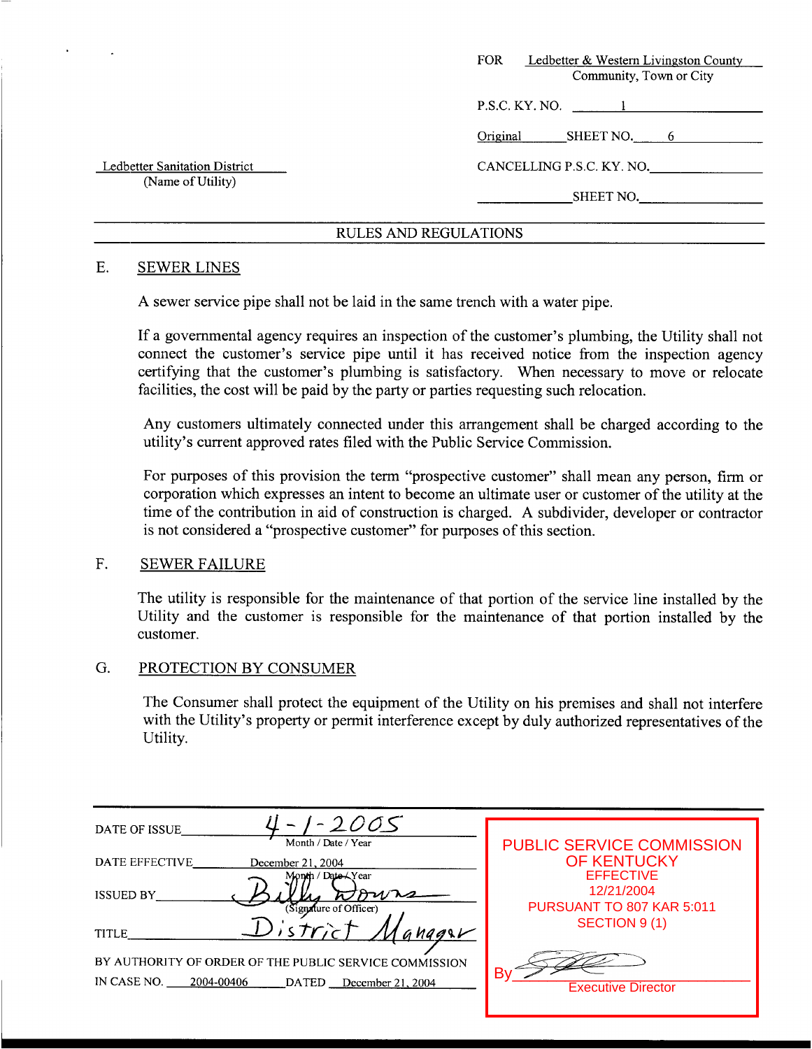FOR Ledbetter & Western Livingston County
Community, Town or City

P.S.C. KY. NO. 1

Original SHEET NO. 6

Ledbetter Sanitation District
(Name of Utility)

CANCELLING P.S.C. KY. NO.

SHEET NO.

RULES AND REGULATIONS

E. SEWER LINES

A sewer service pipe shall not be laid in the same trench with a water pipe.

If a governmental agency requires an inspection of the customer's plumbing, the Utility shall not connect the customer's service pipe until it has received notice from the inspection agency certifying that the customer's plumbing is satisfactory. When necessary to move or relocate facilities, the cost will be paid by the party or parties requesting such relocation.

Any customers ultimately connected under this arrangement shall be charged according to the utility's current approved rates filed with the Public Service Commission.

For purposes of this provision the term "prospective customer" shall mean any person, firm or corporation which expresses an intent to become an ultimate user or customer of the utility at the time of the contribution in aid of construction is charged. A subdivider, developer or contractor is not considered a "prospective customer" for purposes of this section.

F. SEWER FAILURE

The utility is responsible for the maintenance of that portion of the service line installed by the Utility and the customer is responsible for the maintenance of that portion installed by the customer.

G. PROTECTION BY CONSUMER

The Consumer shall protect the equipment of the Utility on his premises and shall not interfere with the Utility's property or permit interference except by duly authorized representatives of the Utility.

DATE OF ISSUE 4-1-2005
Month / Date / Year

DATE EFFECTIVE December 21, 2004
Month / Date / Year

ISSUED BY Billy Downs
(Signature of Officer)

TITLE District Manager

BY AUTHORITY OF ORDER OF THE PUBLIC SERVICE COMMISSION
IN CASE NO. 2004-00406 DATED December 21, 2004

PUBLIC SERVICE COMMISSION
OF KENTUCKY
EFFECTIVE
12/21/2004
PURSUANT TO 807 KAR 5:011
SECTION 9 (1)

By
Executive Director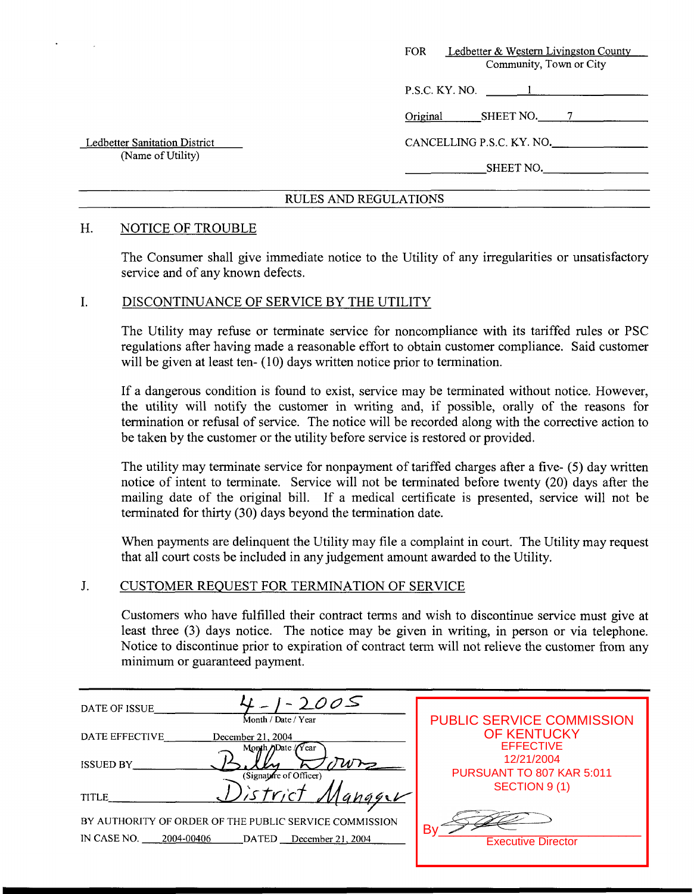FOR Ledbetter & Western Livingston County
Community, Town or City

P.S.C. KY. NO. 1

Original SHEET NO. 7

Ledbetter Sanitation District
(Name of Utility)

CANCELLING P.S.C. KY. NO.

SHEET NO.

RULES AND REGULATIONS

## H. NOTICE OF TROUBLE

The Consumer shall give immediate notice to the Utility of any irregularities or unsatisfactory service and of any known defects.

## I. DISCONTINUANCE OF SERVICE BY THE UTILITY

The Utility may refuse or terminate service for noncompliance with its tariffed rules or PSC regulations after having made a reasonable effort to obtain customer compliance. Said customer will be given at least ten- (10) days written notice prior to termination.

If a dangerous condition is found to exist, service may be terminated without notice. However, the utility will notify the customer in writing and, if possible, orally of the reasons for termination or refusal of service. The notice will be recorded along with the corrective action to be taken by the customer or the utility before service is restored or provided.

The utility may terminate service for nonpayment of tariffed charges after a five- (5) day written notice of intent to terminate. Service will not be terminated before twenty (20) days after the mailing date of the original bill. If a medical certificate is presented, service will not be terminated for thirty (30) days beyond the termination date.

When payments are delinquent the Utility may file a complaint in court. The Utility may request that all court costs be included in any judgement amount awarded to the Utility.

## J. CUSTOMER REQUEST FOR TERMINATION OF SERVICE

Customers who have fulfilled their contract terms and wish to discontinue service must give at least three (3) days notice. The notice may be given in writing, in person or via telephone. Notice to discontinue prior to expiration of contract term will not relieve the customer from any minimum or guaranteed payment.

DATE OF ISSUE 4-1-2005
Month / Date / Year

DATE EFFECTIVE December 21, 2004
Month / Date / Year

ISSUED BY Billy Downs
(Signature of Officer)

TITLE District Manager

BY AUTHORITY OF ORDER OF THE PUBLIC SERVICE COMMISSION
IN CASE NO. 2004-00406 DATED December 21, 2004

PUBLIC SERVICE COMMISSION
OF KENTUCKY
EFFECTIVE
12/21/2004
PURSUANT TO 807 KAR 5:011
SECTION 9 (1)

By
Executive Director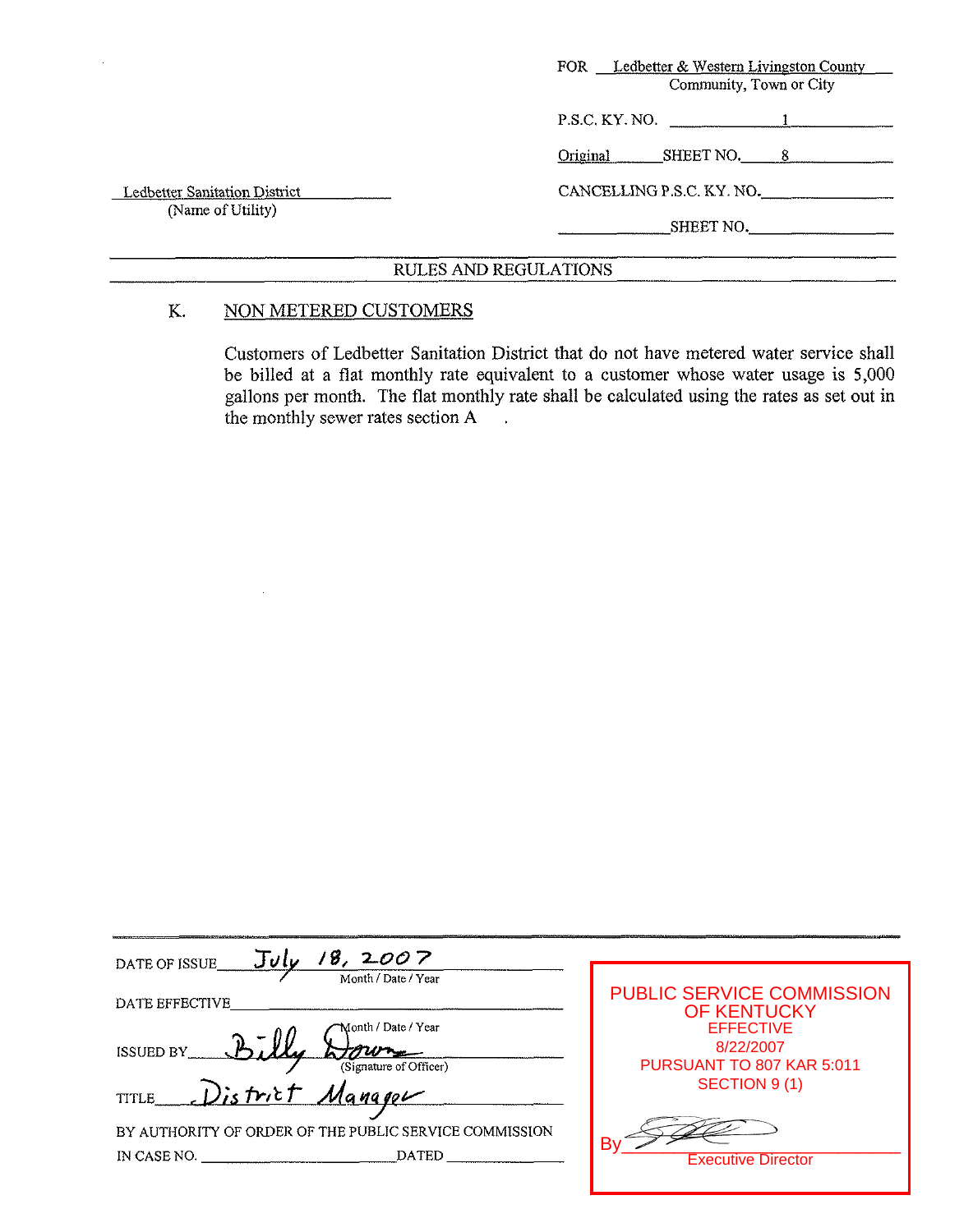FOR Ledbetter & Western Livingston County
Community, Town or City

P.S.C. KY. NO. 1

Original SHEET NO. 8

Ledbetter Sanitation District
(Name of Utility)

CANCELLING P.S.C. KY. NO.

SHEET NO.

RULES AND REGULATIONS

K. NON METERED CUSTOMERS

Customers of Ledbetter Sanitation District that do not have metered water service shall be billed at a flat monthly rate equivalent to a customer whose water usage is 5,000 gallons per month. The flat monthly rate shall be calculated using the rates as set out in the monthly sewer rates section A .

DATE OF ISSUE July 18, 2007
Month / Date / Year

DATE EFFECTIVE
Month / Date / Year

ISSUED BY Billy Down
(Signature of Officer)

TITLE District Manager

BY AUTHORITY OF ORDER OF THE PUBLIC SERVICE COMMISSION
IN CASE NO. DATED

PUBLIC SERVICE COMMISSION OF KENTUCKY
EFFECTIVE
8/22/2007
PURSUANT TO 807 KAR 5:011
SECTION 9 (1)

By
Executive Director